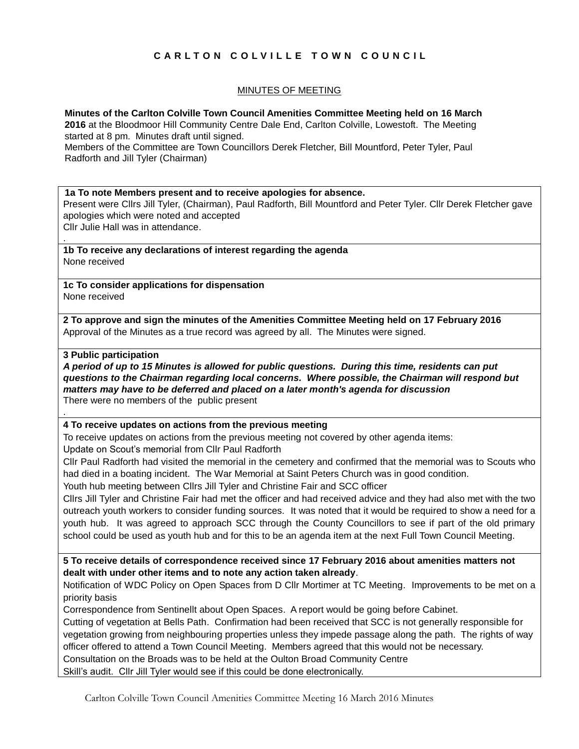# C A R L T O N   C O L V I L L E   T O W N   C O U N C I L

## MINUTES OF MEETING

**Minutes of the Carlton Colville Town Council Amenities Committee Meeting held on 16 March 2016** at the Bloodmoor Hill Community Centre Dale End, Carlton Colville, Lowestoft. The Meeting started at 8 pm. Minutes draft until signed.
Members of the Committee are Town Councillors Derek Fletcher, Bill Mountford, Peter Tyler, Paul Radforth and Jill Tyler (Chairman)

**1a To note Members present and to receive apologies for absence.**
Present were Cllrs Jill Tyler, (Chairman), Paul Radforth, Bill Mountford and Peter Tyler. Cllr Derek Fletcher gave apologies which were noted and accepted
Cllr Julie Hall was in attendance.

**1b To receive any declarations of interest regarding the agenda**
None received

**1c To consider applications for dispensation**
None received

**2 To approve and sign the minutes of the Amenities Committee Meeting held on 17 February 2016**
Approval of the Minutes as a true record was agreed by all. The Minutes were signed.

**3 Public participation**
***A period of up to 15 Minutes is allowed for public questions. During this time, residents can put questions to the Chairman regarding local concerns. Where possible, the Chairman will respond but matters may have to be deferred and placed on a later month's agenda for discussion***
There were no members of the public present

**4 To receive updates on actions from the previous meeting**
To receive updates on actions from the previous meeting not covered by other agenda items:
Update on Scout's memorial from Cllr Paul Radforth
Cllr Paul Radforth had visited the memorial in the cemetery and confirmed that the memorial was to Scouts who had died in a boating incident. The War Memorial at Saint Peters Church was in good condition.
Youth hub meeting between Cllrs Jill Tyler and Christine Fair and SCC officer
Cllrs Jill Tyler and Christine Fair had met the officer and had received advice and they had also met with the two outreach youth workers to consider funding sources. It was noted that it would be required to show a need for a youth hub. It was agreed to approach SCC through the County Councillors to see if part of the old primary school could be used as youth hub and for this to be an agenda item at the next Full Town Council Meeting.

**5 To receive details of correspondence received since 17 February 2016 about amenities matters not dealt with under other items and to note any action taken already**.
Notification of WDC Policy on Open Spaces from D Cllr Mortimer at TC Meeting. Improvements to be met on a priority basis
Correspondence from SentinelIt about Open Spaces. A report would be going before Cabinet.
Cutting of vegetation at Bells Path. Confirmation had been received that SCC is not generally responsible for vegetation growing from neighbouring properties unless they impede passage along the path. The rights of way officer offered to attend a Town Council Meeting. Members agreed that this would not be necessary.
Consultation on the Broads was to be held at the Oulton Broad Community Centre
Skill's audit. Cllr Jill Tyler would see if this could be done electronically.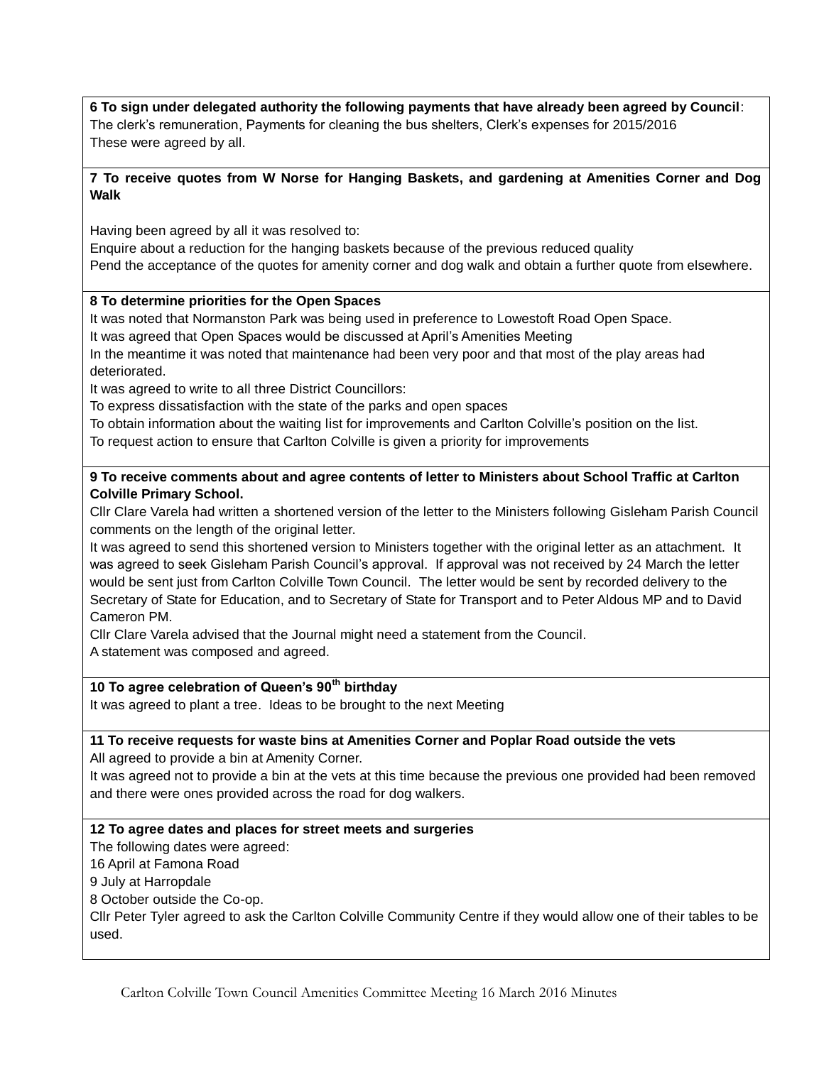**6 To sign under delegated authority the following payments that have already been agreed by Council**:
The clerk's remuneration, Payments for cleaning the bus shelters, Clerk's expenses for 2015/2016
These were agreed by all.

**7 To receive quotes from W Norse for Hanging Baskets, and gardening at Amenities Corner and Dog Walk**

Having been agreed by all it was resolved to:
Enquire about a reduction for the hanging baskets because of the previous reduced quality
Pend the acceptance of the quotes for amenity corner and dog walk and obtain a further quote from elsewhere.

**8 To determine priorities for the Open Spaces**
It was noted that Normanston Park was being used in preference to Lowestoft Road Open Space.
It was agreed that Open Spaces would be discussed at April's Amenities Meeting
In the meantime it was noted that maintenance had been very poor and that most of the play areas had deteriorated.
It was agreed to write to all three District Councillors:
To express dissatisfaction with the state of the parks and open spaces
To obtain information about the waiting list for improvements and Carlton Colville's position on the list.
To request action to ensure that Carlton Colville is given a priority for improvements

**9 To receive comments about and agree contents of letter to Ministers about School Traffic at Carlton Colville Primary School.**
Cllr Clare Varela had written a shortened version of the letter to the Ministers following Gisleham Parish Council comments on the length of the original letter.
It was agreed to send this shortened version to Ministers together with the original letter as an attachment. It was agreed to seek Gisleham Parish Council's approval. If approval was not received by 24 March the letter would be sent just from Carlton Colville Town Council. The letter would be sent by recorded delivery to the Secretary of State for Education, and to Secretary of State for Transport and to Peter Aldous MP and to David Cameron PM.
Cllr Clare Varela advised that the Journal might need a statement from the Council.
A statement was composed and agreed.

**10 To agree celebration of Queen's 90th birthday**
It was agreed to plant a tree. Ideas to be brought to the next Meeting

**11 To receive requests for waste bins at Amenities Corner and Poplar Road outside the vets**
All agreed to provide a bin at Amenity Corner.
It was agreed not to provide a bin at the vets at this time because the previous one provided had been removed and there were ones provided across the road for dog walkers.

**12 To agree dates and places for street meets and surgeries**
The following dates were agreed:
16 April at Famona Road
9 July at Harropdale
8 October outside the Co-op.
Cllr Peter Tyler agreed to ask the Carlton Colville Community Centre if they would allow one of their tables to be used.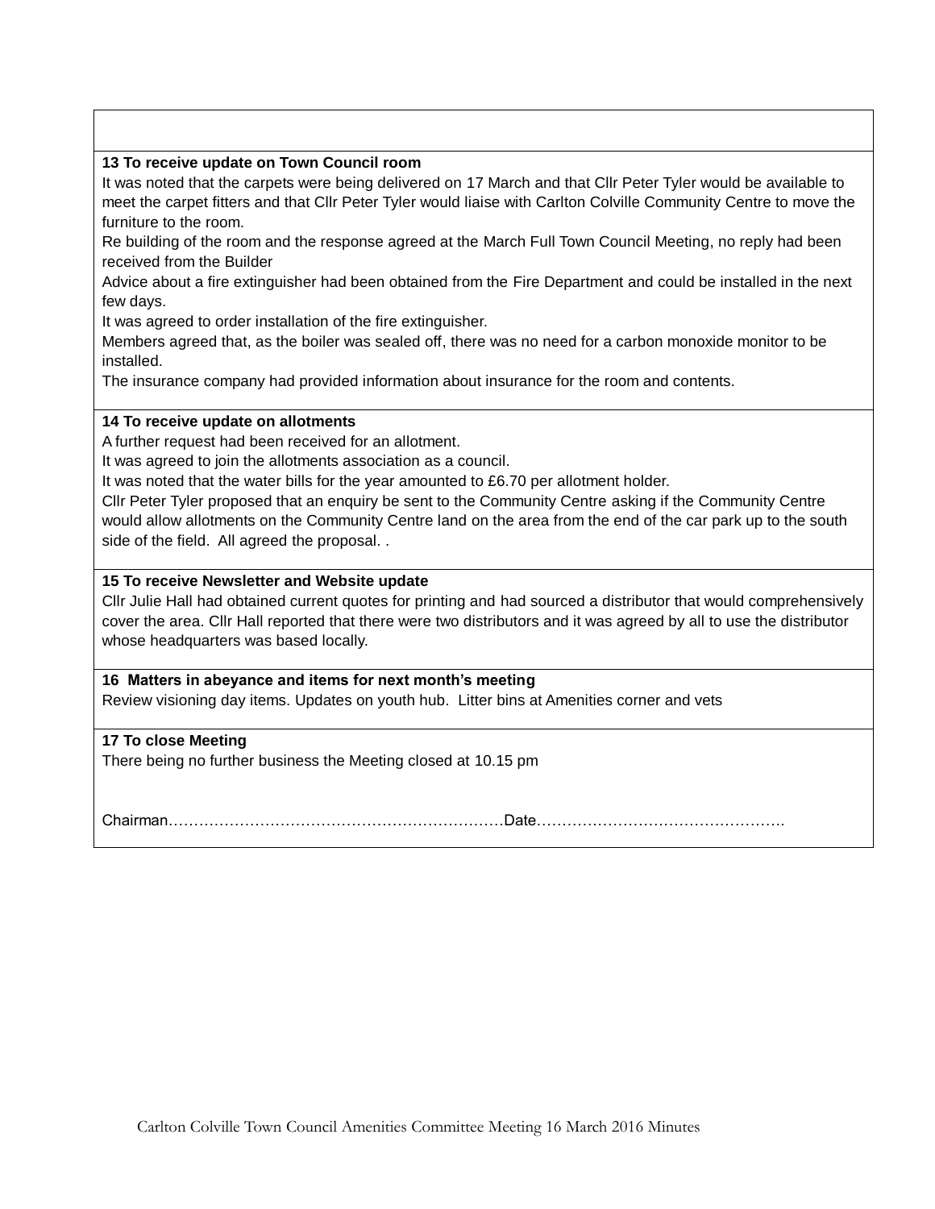**13 To receive update on Town Council room**

It was noted that the carpets were being delivered on 17 March and that Cllr Peter Tyler would be available to meet the carpet fitters and that Cllr Peter Tyler would liaise with Carlton Colville Community Centre to move the furniture to the room.

Re building of the room and the response agreed at the March Full Town Council Meeting, no reply had been received from the Builder

Advice about a fire extinguisher had been obtained from the Fire Department and could be installed in the next few days.

It was agreed to order installation of the fire extinguisher.

Members agreed that, as the boiler was sealed off, there was no need for a carbon monoxide monitor to be installed.

The insurance company had provided information about insurance for the room and contents.

**14 To receive update on allotments**

A further request had been received for an allotment.

It was agreed to join the allotments association as a council.

It was noted that the water bills for the year amounted to £6.70 per allotment holder.

Cllr Peter Tyler proposed that an enquiry be sent to the Community Centre asking if the Community Centre would allow allotments on the Community Centre land on the area from the end of the car park up to the south side of the field. All agreed the proposal. .

**15 To receive Newsletter and Website update**

Cllr Julie Hall had obtained current quotes for printing and had sourced a distributor that would comprehensively cover the area. Cllr Hall reported that there were two distributors and it was agreed by all to use the distributor whose headquarters was based locally.

**16 Matters in abeyance and items for next month's meeting**

Review visioning day items. Updates on youth hub. Litter bins at Amenities corner and vets

**17 To close Meeting**

There being no further business the Meeting closed at 10.15 pm

Chairman…………………………………………………………Date………………………………………….